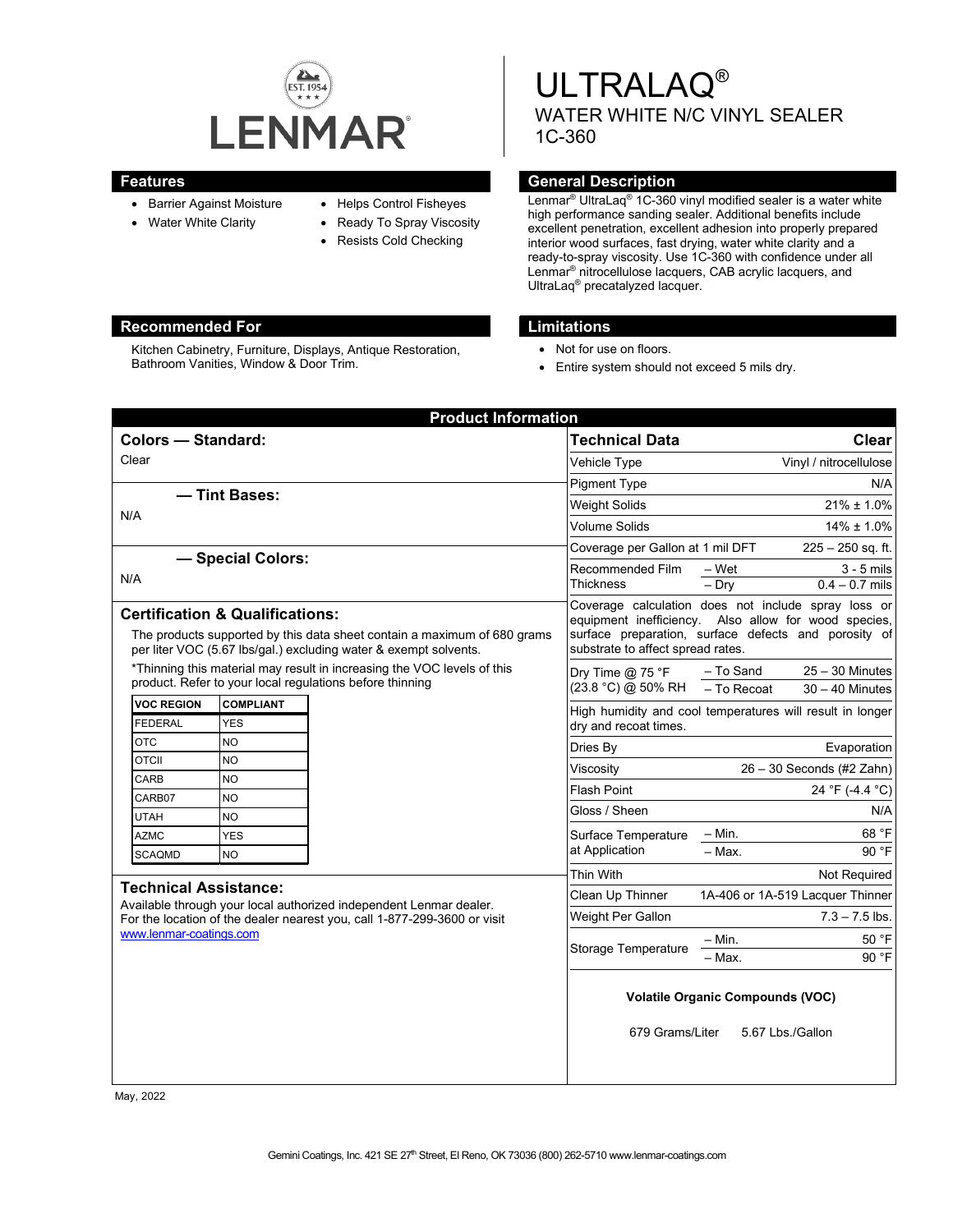LENMAR

# ULTRALAQ®

## WATER WHITE N/C VINYL SEALER

## 1C-360

## Features

- Barrier Against Moisture
- Water White Clarity
- Helps Control Fisheyes
- Ready To Spray Viscosity
- Resists Cold Checking

## General Description

Lenmar® UltraLaq® 1C-360 vinyl modified sealer is a water white high performance sanding sealer. Additional benefits include excellent penetration, excellent adhesion into properly prepared interior wood surfaces, fast drying, water white clarity and a ready-to-spray viscosity. Use 1C-360 with confidence under all Lenmar® nitrocellulose lacquers, CAB acrylic lacquers, and UltraLaq® precatalyzed lacquer.

## Recommended For

Kitchen Cabinetry, Furniture, Displays, Antique Restoration, Bathroom Vanities, Window & Door Trim.

## Limitations

- Not for use on floors.
- Entire system should not exceed 5 mils dry.

## Product Information

### Colors — Standard:

Clear

### — Tint Bases:

N/A

### — Special Colors:

N/A

### Certification & Qualifications:

The products supported by this data sheet contain a maximum of 680 grams per liter VOC (5.67 lbs/gal.) excluding water & exempt solvents.

*Thinning this material may result in increasing the VOC levels of this product. Refer to your local regulations before thinning

| VOC REGION | COMPLIANT |
|---|---|
| FEDERAL | YES |
| OTC | NO |
| OTCII | NO |
| CARB | NO |
| CARB07 | NO |
| UTAH | NO |
| AZMC | YES |
| SCAQMD | NO |

### Technical Assistance:

Available through your local authorized independent Lenmar dealer. For the location of the dealer nearest you, call 1-877-299-3600 or visit www.lenmar-coatings.com

| Technical Data | | Clear |
|---|---|---|
| Vehicle Type | | Vinyl / nitrocellulose |
| Pigment Type | | N/A |
| Weight Solids | | 21% ± 1.0% |
| Volume Solids | | 14% ± 1.0% |
| Coverage per Gallon at 1 mil DFT | | 225 – 250 sq. ft. |
| Recommended Film Thickness | – Wet | 3 - 5 mils |
| | – Dry | 0.4 – 0.7 mils |
| Coverage calculation does not include spray loss or equipment inefficiency. Also allow for wood species, surface preparation, surface defects and porosity of substrate to affect spread rates. | | |
| Dry Time @ 75 °F (23.8 °C) @ 50% RH | – To Sand | 25 – 30 Minutes |
| | – To Recoat | 30 – 40 Minutes |
| High humidity and cool temperatures will result in longer dry and recoat times. | | |
| Dries By | | Evaporation |
| Viscosity | | 26 – 30 Seconds (#2 Zahn) |
| Flash Point | | 24 °F (-4.4 °C) |
| Gloss / Sheen | | N/A |
| Surface Temperature at Application | – Min. | 68 °F |
| | – Max. | 90 °F |
| Thin With | | Not Required |
| Clean Up Thinner | | 1A-406 or 1A-519 Lacquer Thinner |
| Weight Per Gallon | | 7.3 – 7.5 lbs. |
| Storage Temperature | – Min. | 50 °F |
| | – Max. | 90 °F |

**Volatile Organic Compounds (VOC)**

679 Grams/Liter 5.67 Lbs./Gallon

May, 2022

Gemini Coatings, Inc. 421 SE 27th Street, El Reno, OK 73036 (800) 262-5710 www.lenmar-coatings.com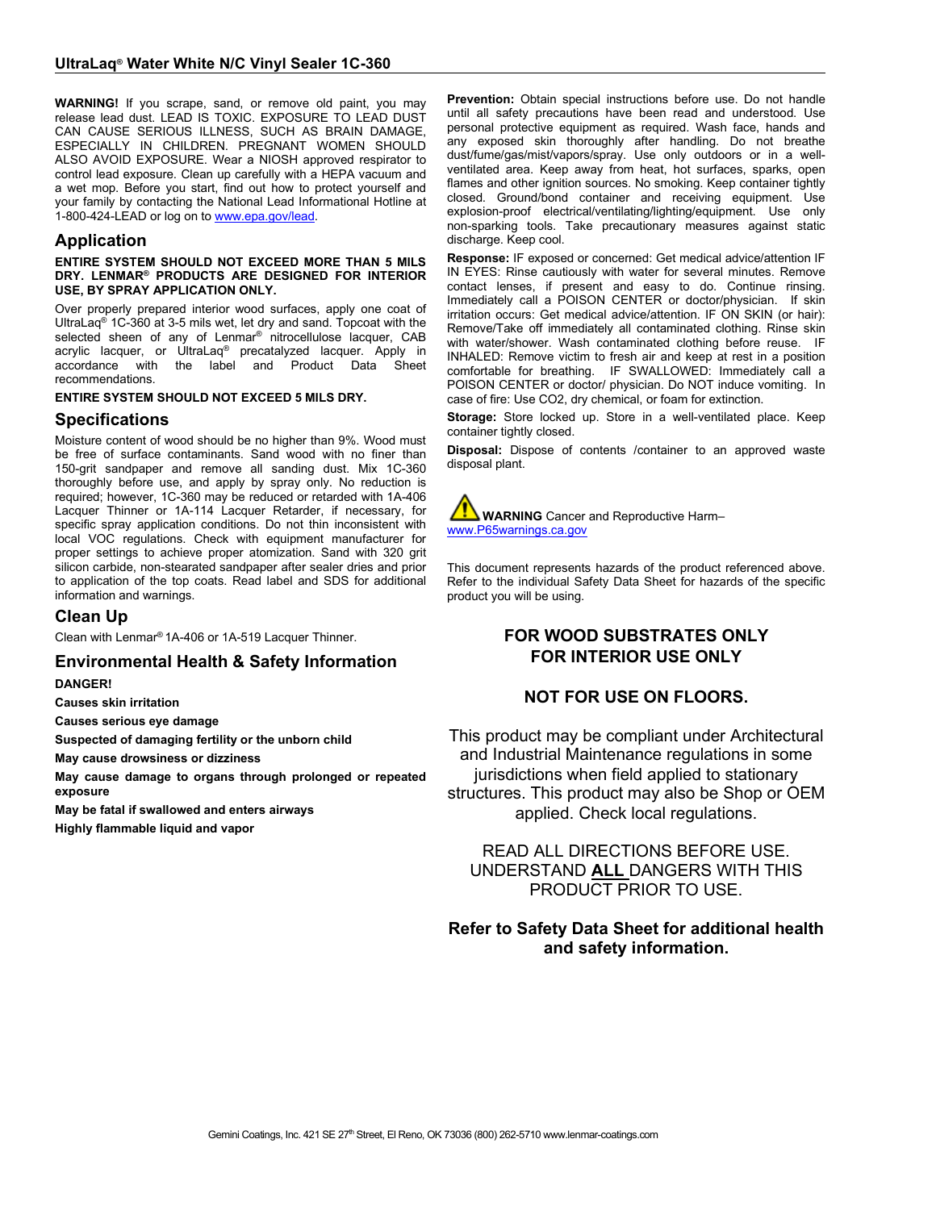**WARNING!** If you scrape, sand, or remove old paint, you may release lead dust. LEAD IS TOXIC. EXPOSURE TO LEAD DUST CAN CAUSE SERIOUS ILLNESS, SUCH AS BRAIN DAMAGE, ESPECIALLY IN CHILDREN. PREGNANT WOMEN SHOULD ALSO AVOID EXPOSURE. Wear a NIOSH approved respirator to control lead exposure. Clean up carefully with a HEPA vacuum and a wet mop. Before you start, find out how to protect yourself and your family by contacting the National Lead Informational Hotline at 1-800-424-LEAD or log on to www.epa.gov/lead.

## Application

**ENTIRE SYSTEM SHOULD NOT EXCEED MORE THAN 5 MILS DRY. LENMAR® PRODUCTS ARE DESIGNED FOR INTERIOR USE, BY SPRAY APPLICATION ONLY.**

Over properly prepared interior wood surfaces, apply one coat of UltraLaq® 1C-360 at 3-5 mils wet, let dry and sand. Topcoat with the selected sheen of any of Lenmar® nitrocellulose lacquer, CAB acrylic lacquer, or UltraLaq® precatalyzed lacquer. Apply in accordance with the label and Product Data Sheet recommendations.

**ENTIRE SYSTEM SHOULD NOT EXCEED 5 MILS DRY.**

## Specifications

Moisture content of wood should be no higher than 9%. Wood must be free of surface contaminants. Sand wood with no finer than 150-grit sandpaper and remove all sanding dust. Mix 1C-360 thoroughly before use, and apply by spray only. No reduction is required; however, 1C-360 may be reduced or retarded with 1A-406 Lacquer Thinner or 1A-114 Lacquer Retarder, if necessary, for specific spray application conditions. Do not thin inconsistent with local VOC regulations. Check with equipment manufacturer for proper settings to achieve proper atomization. Sand with 320 grit silicon carbide, non-stearated sandpaper after sealer dries and prior to application of the top coats. Read label and SDS for additional information and warnings.

## Clean Up

Clean with Lenmar® 1A-406 or 1A-519 Lacquer Thinner.

## Environmental Health & Safety Information

**DANGER!**

**Causes skin irritation**

**Causes serious eye damage**

**Suspected of damaging fertility or the unborn child**

**May cause drowsiness or dizziness**

**May cause damage to organs through prolonged or repeated exposure**

**May be fatal if swallowed and enters airways**

**Highly flammable liquid and vapor**

**Prevention:** Obtain special instructions before use. Do not handle until all safety precautions have been read and understood. Use personal protective equipment as required. Wash face, hands and any exposed skin thoroughly after handling. Do not breathe dust/fume/gas/mist/vapors/spray. Use only outdoors or in a well-ventilated area. Keep away from heat, hot surfaces, sparks, open flames and other ignition sources. No smoking. Keep container tightly closed. Ground/bond container and receiving equipment. Use explosion-proof electrical/ventilating/lighting/equipment. Use only non-sparking tools. Take precautionary measures against static discharge. Keep cool.

**Response:** IF exposed or concerned: Get medical advice/attention IF IN EYES: Rinse cautiously with water for several minutes. Remove contact lenses, if present and easy to do. Continue rinsing. Immediately call a POISON CENTER or doctor/physician. If skin irritation occurs: Get medical advice/attention. IF ON SKIN (or hair): Remove/Take off immediately all contaminated clothing. Rinse skin with water/shower. Wash contaminated clothing before reuse. IF INHALED: Remove victim to fresh air and keep at rest in a position comfortable for breathing. IF SWALLOWED: Immediately call a POISON CENTER or doctor/ physician. Do NOT induce vomiting. In case of fire: Use CO2, dry chemical, or foam for extinction.

**Storage:** Store locked up. Store in a well-ventilated place. Keep container tightly closed.

**Disposal:** Dispose of contents /container to an approved waste disposal plant.

**WARNING** Cancer and Reproductive Harm– www.P65warnings.ca.gov

This document represents hazards of the product referenced above. Refer to the individual Safety Data Sheet for hazards of the specific product you will be using.

**FOR WOOD SUBSTRATES ONLY**
**FOR INTERIOR USE ONLY**

**NOT FOR USE ON FLOORS.**

This product may be compliant under Architectural and Industrial Maintenance regulations in some jurisdictions when field applied to stationary structures. This product may also be Shop or OEM applied. Check local regulations.

READ ALL DIRECTIONS BEFORE USE. UNDERSTAND **ALL** DANGERS WITH THIS PRODUCT PRIOR TO USE.

**Refer to Safety Data Sheet for additional health and safety information.**

Gemini Coatings, Inc. 421 SE 27th Street, El Reno, OK 73036 (800) 262-5710 www.lenmar-coatings.com